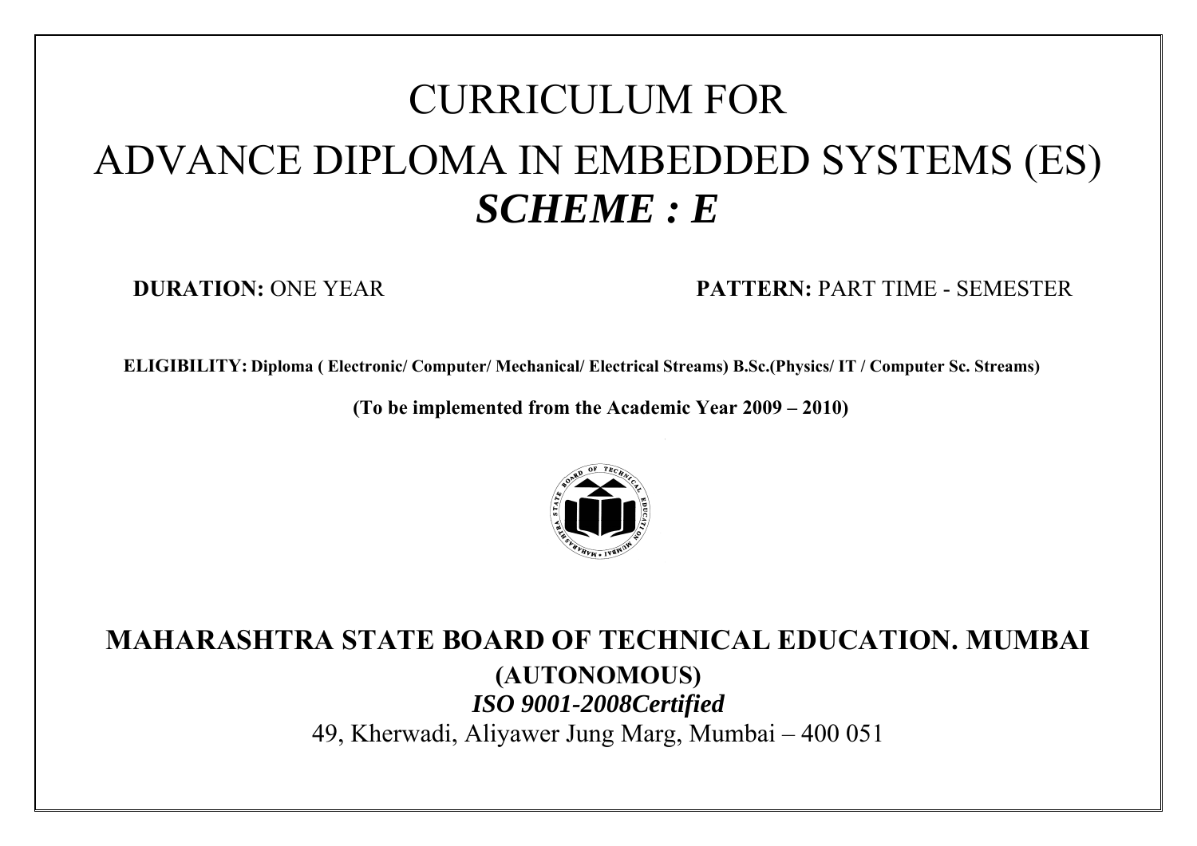# CURRICULUM FOR

# ADVANCE DIPLOMA IN EMBEDDED SYSTEMS (ES)

## *SCHEME : E*

**DURATION:** ONE YEAR

**PATTERN:** PART TIME - SEMESTER

**ELIGIBILITY: Diploma ( Electronic/ Computer/ Mechanical/ Electrical Streams) B.Sc.(Physics/ IT / Computer Sc. Streams)**

**(To be implemented from the Academic Year 2009 – 2010)**

## MAHARASHTRA STATE BOARD OF TECHNICAL EDUCATION. MUMBAI

**(AUTONOMOUS)**

***ISO 9001-2008Certified***

49, Kherwadi, Aliyawer Jung Marg, Mumbai – 400 051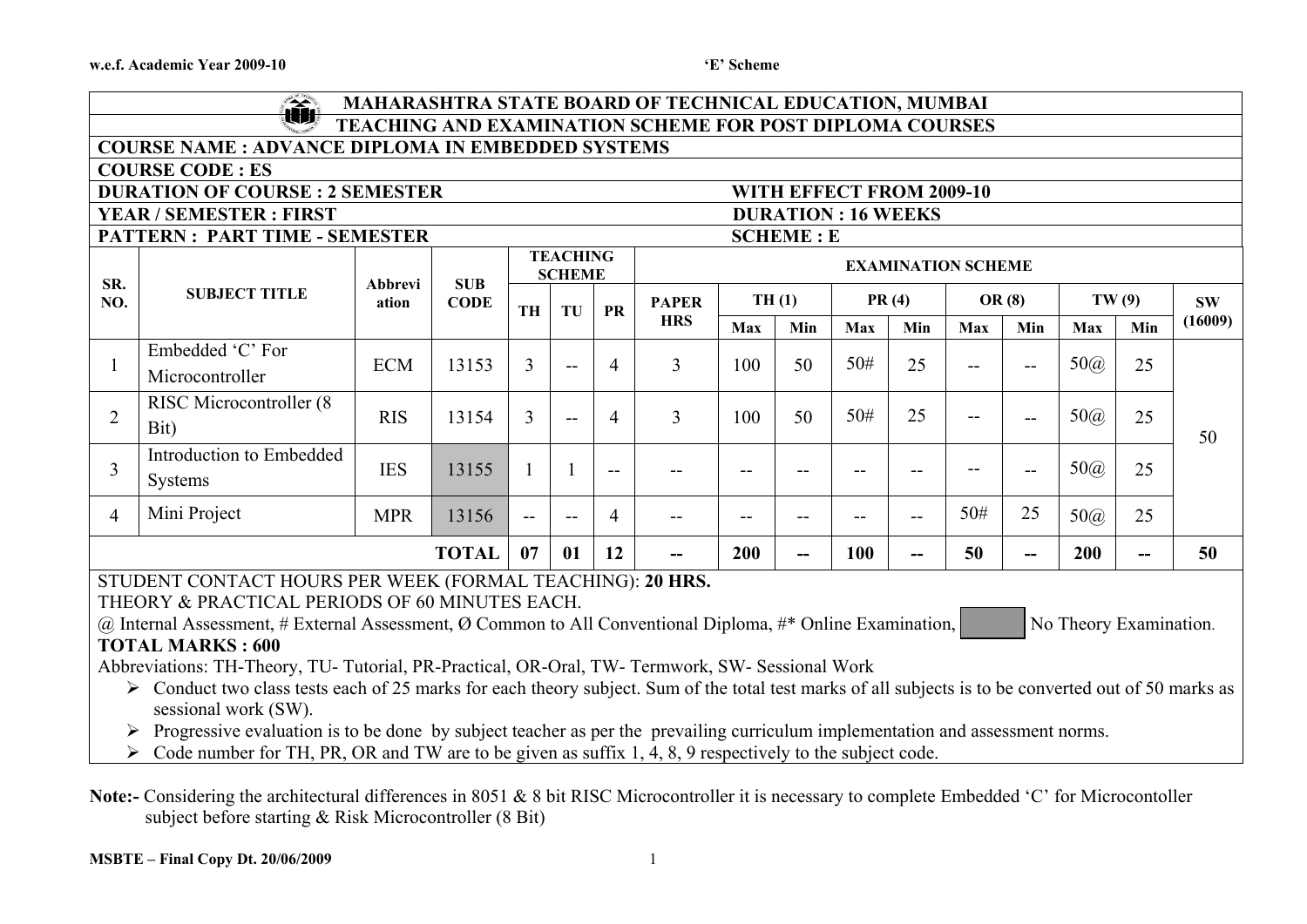w.e.f. Academic Year 2009-10 'E' Scheme

# MAHARASHTRA STATE BOARD OF TECHNICAL EDUCATION, MUMBAI

## TEACHING AND EXAMINATION SCHEME FOR POST DIPLOMA COURSES

**COURSE NAME : ADVANCE DIPLOMA IN EMBEDDED SYSTEMS**

**COURSE CODE : ES**

**DURATION OF COURSE : 2 SEMESTER** — **WITH EFFECT FROM 2009-10**

**YEAR / SEMESTER : FIRST** — **DURATION : 16 WEEKS**

**PATTERN : PART TIME - SEMESTER** — **SCHEME : E**

| SR. NO. | SUBJECT TITLE | Abbreviation | SUB CODE | TEACHING SCHEME | | | EXAMINATION SCHEME | | | | | | | | | | |
|---|---|---|---|---|---|---|---|---|---|---|---|---|---|---|---|---|
| | | | | TH | TU | PR | PAPER HRS | TH (1) | | PR (4) | | OR (8) | | TW (9) | | SW (16009) |
| | | | | | | | | Max | Min | Max | Min | Max | Min | Max | Min | |
| 1 | Embedded 'C' For Microcontroller | ECM | 13153 | 3 | -- | 4 | 3 | 100 | 50 | 50# | 25 | -- | -- | 50@ | 25 | 50 |
| 2 | RISC Microcontroller (8 Bit) | RIS | 13154 | 3 | -- | 4 | 3 | 100 | 50 | 50# | 25 | -- | -- | 50@ | 25 | |
| 3 | Introduction to Embedded Systems | IES | 13155 | 1 | 1 | -- | -- | -- | -- | -- | -- | -- | -- | 50@ | 25 | |
| 4 | Mini Project | MPR | 13156 | -- | -- | 4 | -- | -- | -- | -- | -- | 50# | 25 | 50@ | 25 | |
| | | | **TOTAL** | **07** | **01** | **12** | **--** | **200** | **--** | **100** | **--** | **50** | **--** | **200** | **--** | **50** |

STUDENT CONTACT HOURS PER WEEK (FORMAL TEACHING): **20 HRS.**

THEORY & PRACTICAL PERIODS OF 60 MINUTES EACH.

@ Internal Assessment, # External Assessment, Ø Common to All Conventional Diploma, #* Online Examination, (shaded) No Theory Examination.

**TOTAL MARKS : 600**

Abbreviations: TH-Theory, TU- Tutorial, PR-Practical, OR-Oral, TW- Termwork, SW- Sessional Work

- Conduct two class tests each of 25 marks for each theory subject. Sum of the total test marks of all subjects is to be converted out of 50 marks as sessional work (SW).
- Progressive evaluation is to be done by subject teacher as per the prevailing curriculum implementation and assessment norms.
- Code number for TH, PR, OR and TW are to be given as suffix 1, 4, 8, 9 respectively to the subject code.

**Note:-** Considering the architectural differences in 8051 & 8 bit RISC Microcontroller it is necessary to complete Embedded 'C' for Microcontoller subject before starting & Risk Microcontroller (8 Bit)

**MSBTE – Final Copy Dt. 20/06/2009**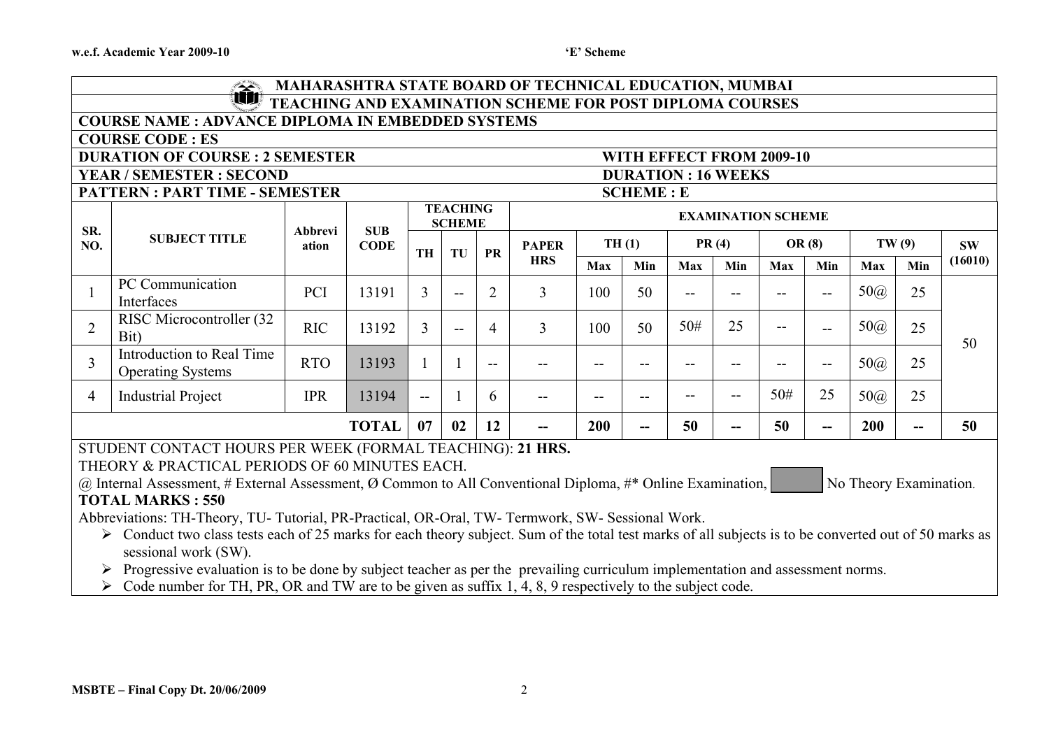## MAHARASHTRA STATE BOARD OF TECHNICAL EDUCATION, MUMBAI

## TEACHING AND EXAMINATION SCHEME FOR POST DIPLOMA COURSES

**COURSE NAME : ADVANCE DIPLOMA IN EMBEDDED SYSTEMS**

**COURSE CODE : ES**

**DURATION OF COURSE : 2 SEMESTER** **WITH EFFECT FROM 2009-10**

**YEAR / SEMESTER : SECOND** **DURATION : 16 WEEKS**

**PATTERN : PART TIME - SEMESTER** **SCHEME : E**

| SR. NO. | SUBJECT TITLE | Abbreviation | SUB CODE | TEACHING SCHEME | | | EXAMINATION SCHEME | | | | | | | | | | |
|---|---|---|---|---|---|---|---|---|---|---|---|---|---|---|---|---|---|
| | | | | TH | TU | PR | PAPER HRS | TH (1) | | PR (4) | | OR (8) | | TW (9) | | SW (16010) |
| | | | | | | | | Max | Min | Max | Min | Max | Min | Max | Min | |
| 1 | PC Communication Interfaces | PCI | 13191 | 3 | -- | 2 | 3 | 100 | 50 | -- | -- | -- | -- | 50@ | 25 | 50 |
| 2 | RISC Microcontroller (32 Bit) | RIC | 13192 | 3 | -- | 4 | 3 | 100 | 50 | 50# | 25 | -- | -- | 50@ | 25 | |
| 3 | Introduction to Real Time Operating Systems | RTO | 13193 | 1 | 1 | -- | -- | -- | -- | -- | -- | -- | -- | 50@ | 25 | |
| 4 | Industrial Project | IPR | 13194 | -- | 1 | 6 | -- | -- | -- | -- | -- | 50# | 25 | 50@ | 25 | |
| | | | **TOTAL** | **07** | **02** | **12** | **--** | **200** | **--** | **50** | **--** | **50** | **--** | **200** | **--** | **50** |

STUDENT CONTACT HOURS PER WEEK (FORMAL TEACHING): **21 HRS.**

THEORY & PRACTICAL PERIODS OF 60 MINUTES EACH.

@ Internal Assessment, # External Assessment, Ø Common to All Conventional Diploma, #* Online Examination, [shaded] No Theory Examination.

**TOTAL MARKS : 550**

Abbreviations: TH-Theory, TU- Tutorial, PR-Practical, OR-Oral, TW- Termwork, SW- Sessional Work.

- Conduct two class tests each of 25 marks for each theory subject. Sum of the total test marks of all subjects is to be converted out of 50 marks as sessional work (SW).
- Progressive evaluation is to be done by subject teacher as per the prevailing curriculum implementation and assessment norms.
- Code number for TH, PR, OR and TW are to be given as suffix 1, 4, 8, 9 respectively to the subject code.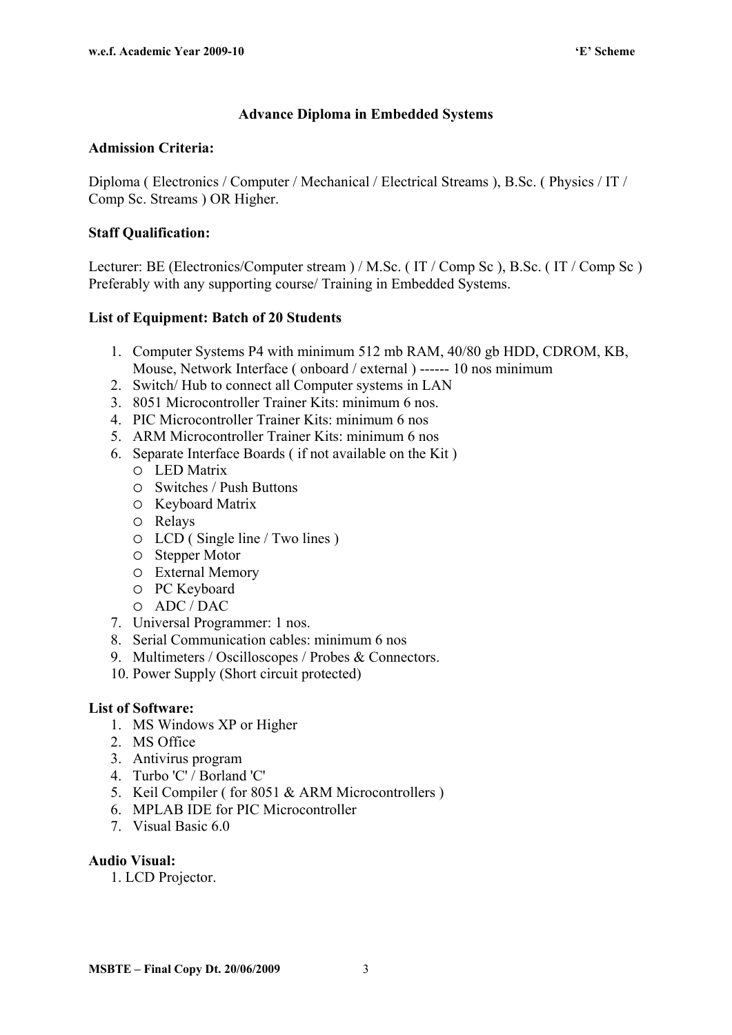## Advance Diploma in Embedded Systems

**Admission Criteria:**

Diploma ( Electronics / Computer / Mechanical / Electrical Streams ), B.Sc. ( Physics / IT / Comp Sc. Streams ) OR Higher.

**Staff Qualification:**

Lecturer: BE (Electronics/Computer stream ) / M.Sc. ( IT / Comp Sc ), B.Sc. ( IT / Comp Sc ) Preferably with any supporting course/ Training in Embedded Systems.

**List of Equipment: Batch of 20 Students**

1. Computer Systems P4 with minimum 512 mb RAM, 40/80 gb HDD, CDROM, KB, Mouse, Network Interface ( onboard / external ) ------ 10 nos minimum
2. Switch/ Hub to connect all Computer systems in LAN
3. 8051 Microcontroller Trainer Kits: minimum 6 nos.
4. PIC Microcontroller Trainer Kits: minimum 6 nos
5. ARM Microcontroller Trainer Kits: minimum 6 nos
6. Separate Interface Boards ( if not available on the Kit )
   - LED Matrix
   - Switches / Push Buttons
   - Keyboard Matrix
   - Relays
   - LCD ( Single line / Two lines )
   - Stepper Motor
   - External Memory
   - PC Keyboard
   - ADC / DAC
7. Universal Programmer: 1 nos.
8. Serial Communication cables: minimum 6 nos
9. Multimeters / Oscilloscopes / Probes & Connectors.
10. Power Supply (Short circuit protected)

**List of Software:**

1. MS Windows XP or Higher
2. MS Office
3. Antivirus program
4. Turbo 'C' / Borland 'C'
5. Keil Compiler ( for 8051 & ARM Microcontrollers )
6. MPLAB IDE for PIC Microcontroller
7. Visual Basic 6.0

**Audio Visual:**

1. LCD Projector.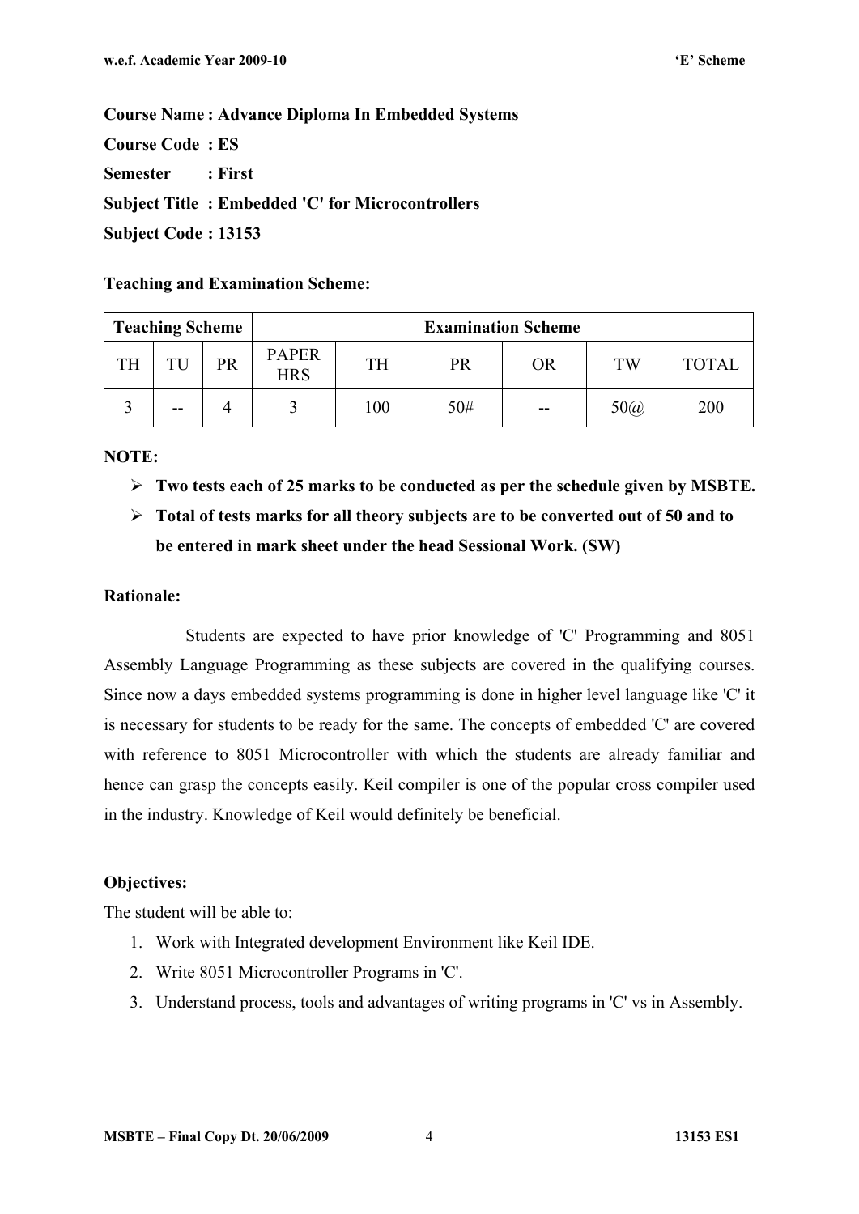**Course Name : Advance Diploma In Embedded Systems**

**Course Code : ES**

**Semester : First**

**Subject Title : Embedded 'C' for Microcontrollers**

**Subject Code : 13153**

**Teaching and Examination Scheme:**

| Teaching Scheme | | | Examination Scheme | | | | | |
|---|---|---|---|---|---|---|---|---|
| TH | TU | PR | PAPER HRS | TH | PR | OR | TW | TOTAL |
| 3 | -- | 4 | 3 | 100 | 50# | -- | 50@ | 200 |

**NOTE:**

- **Two tests each of 25 marks to be conducted as per the schedule given by MSBTE.**
- **Total of tests marks for all theory subjects are to be converted out of 50 and to be entered in mark sheet under the head Sessional Work. (SW)**

**Rationale:**

Students are expected to have prior knowledge of 'C' Programming and 8051 Assembly Language Programming as these subjects are covered in the qualifying courses. Since now a days embedded systems programming is done in higher level language like 'C' it is necessary for students to be ready for the same. The concepts of embedded 'C' are covered with reference to 8051 Microcontroller with which the students are already familiar and hence can grasp the concepts easily. Keil compiler is one of the popular cross compiler used in the industry. Knowledge of Keil would definitely be beneficial.

**Objectives:**

The student will be able to:

1. Work with Integrated development Environment like Keil IDE.
2. Write 8051 Microcontroller Programs in 'C'.
3. Understand process, tools and advantages of writing programs in 'C' vs in Assembly.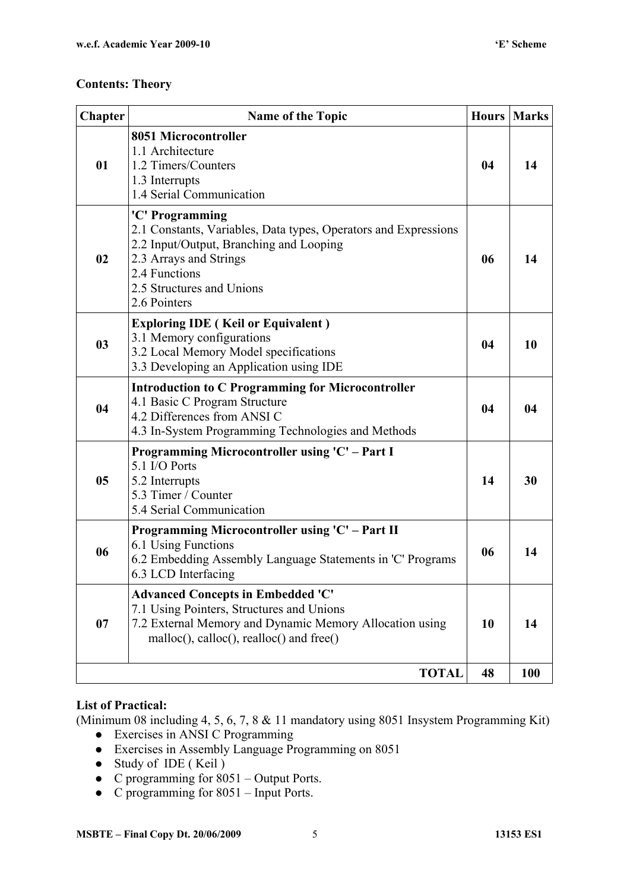**Contents: Theory**

| Chapter | Name of the Topic | Hours | Marks |
|---|---|---|---|
| 01 | **8051 Microcontroller**<br>1.1 Architecture<br>1.2 Timers/Counters<br>1.3 Interrupts<br>1.4 Serial Communication | 04 | 14 |
| 02 | **'C' Programming**<br>2.1 Constants, Variables, Data types, Operators and Expressions<br>2.2 Input/Output, Branching and Looping<br>2.3 Arrays and Strings<br>2.4 Functions<br>2.5 Structures and Unions<br>2.6 Pointers | 06 | 14 |
| 03 | **Exploring IDE ( Keil or Equivalent )**<br>3.1 Memory configurations<br>3.2 Local Memory Model specifications<br>3.3 Developing an Application using IDE | 04 | 10 |
| 04 | **Introduction to C Programming for Microcontroller**<br>4.1 Basic C Program Structure<br>4.2 Differences from ANSI C<br>4.3 In-System Programming Technologies and Methods | 04 | 04 |
| 05 | **Programming Microcontroller using 'C' – Part I**<br>5.1 I/O Ports<br>5.2 Interrupts<br>5.3 Timer / Counter<br>5.4 Serial Communication | 14 | 30 |
| 06 | **Programming Microcontroller using 'C' – Part II**<br>6.1 Using Functions<br>6.2 Embedding Assembly Language Statements in 'C' Programs<br>6.3 LCD Interfacing | 06 | 14 |
| 07 | **Advanced Concepts in Embedded 'C'**<br>7.1 Using Pointers, Structures and Unions<br>7.2 External Memory and Dynamic Memory Allocation using malloc(), calloc(), realloc() and free() | 10 | 14 |
| | **TOTAL** | 48 | 100 |

**List of Practical:**

(Minimum 08 including 4, 5, 6, 7, 8 & 11 mandatory using 8051 Insystem Programming Kit)

- Exercises in ANSI C Programming
- Exercises in Assembly Language Programming on 8051
- Study of IDE ( Keil )
- C programming for 8051 – Output Ports.
- C programming for 8051 – Input Ports.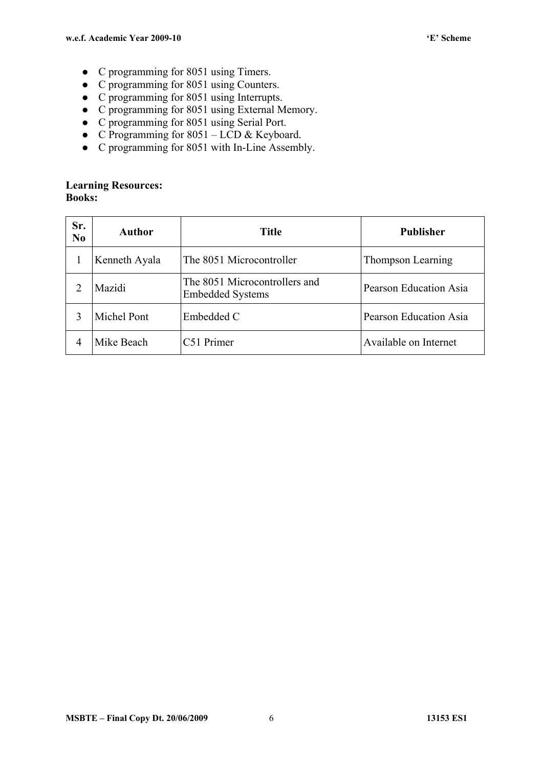- C programming for 8051 using Timers.
- C programming for 8051 using Counters.
- C programming for 8051 using Interrupts.
- C programming for 8051 using External Memory.
- C programming for 8051 using Serial Port.
- C Programming for 8051 – LCD & Keyboard.
- C programming for 8051 with In-Line Assembly.

**Learning Resources:**
**Books:**

| Sr. No | Author | Title | Publisher |
|---|---|---|---|
| 1 | Kenneth Ayala | The 8051 Microcontroller | Thompson Learning |
| 2 | Mazidi | The 8051 Microcontrollers and Embedded Systems | Pearson Education Asia |
| 3 | Michel Pont | Embedded C | Pearson Education Asia |
| 4 | Mike Beach | C51 Primer | Available on Internet |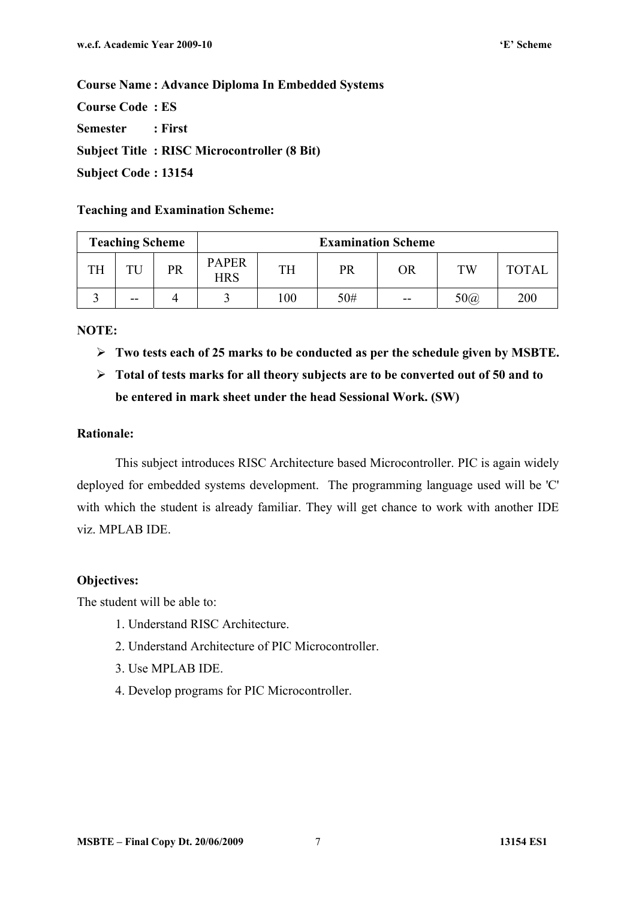**Course Name : Advance Diploma In Embedded Systems**

**Course Code : ES**

**Semester : First**

**Subject Title : RISC Microcontroller (8 Bit)**

**Subject Code : 13154**

**Teaching and Examination Scheme:**

| Teaching Scheme | | | Examination Scheme | | | | | |
|---|---|---|---|---|---|---|---|---|
| TH | TU | PR | PAPER HRS | TH | PR | OR | TW | TOTAL |
| 3 | -- | 4 | 3 | 100 | 50# | -- | 50@ | 200 |

**NOTE:**

- **Two tests each of 25 marks to be conducted as per the schedule given by MSBTE.**
- **Total of tests marks for all theory subjects are to be converted out of 50 and to be entered in mark sheet under the head Sessional Work. (SW)**

**Rationale:**

This subject introduces RISC Architecture based Microcontroller. PIC is again widely deployed for embedded systems development. The programming language used will be 'C' with which the student is already familiar. They will get chance to work with another IDE viz. MPLAB IDE.

**Objectives:**

The student will be able to:

1. Understand RISC Architecture.
2. Understand Architecture of PIC Microcontroller.
3. Use MPLAB IDE.
4. Develop programs for PIC Microcontroller.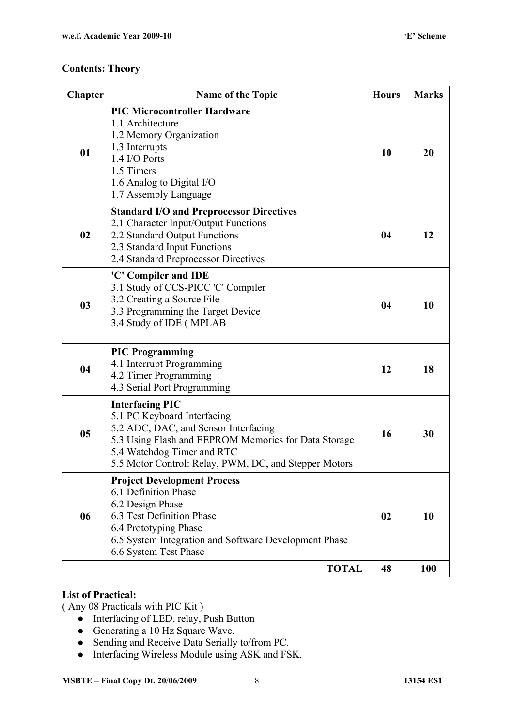**Contents: Theory**

| Chapter | Name of the Topic | Hours | Marks |
|---|---|---|---|
| 01 | **PIC Microcontroller Hardware**<br>1.1 Architecture<br>1.2 Memory Organization<br>1.3 Interrupts<br>1.4 I/O Ports<br>1.5 Timers<br>1.6 Analog to Digital I/O<br>1.7 Assembly Language | 10 | 20 |
| 02 | **Standard I/O and Preprocessor Directives**<br>2.1 Character Input/Output Functions<br>2.2 Standard Output Functions<br>2.3 Standard Input Functions<br>2.4 Standard Preprocessor Directives | 04 | 12 |
| 03 | **'C' Compiler and IDE**<br>3.1 Study of CCS-PICC 'C' Compiler<br>3.2 Creating a Source File<br>3.3 Programming the Target Device<br>3.4 Study of IDE ( MPLAB | 04 | 10 |
| 04 | **PIC Programming**<br>4.1 Interrupt Programming<br>4.2 Timer Programming<br>4.3 Serial Port Programming | 12 | 18 |
| 05 | **Interfacing PIC**<br>5.1 PC Keyboard Interfacing<br>5.2 ADC, DAC, and Sensor Interfacing<br>5.3 Using Flash and EEPROM Memories for Data Storage<br>5.4 Watchdog Timer and RTC<br>5.5 Motor Control: Relay, PWM, DC, and Stepper Motors | 16 | 30 |
| 06 | **Project Development Process**<br>6.1 Definition Phase<br>6.2 Design Phase<br>6.3 Test Definition Phase<br>6.4 Prototyping Phase<br>6.5 System Integration and Software Development Phase<br>6.6 System Test Phase | 02 | 10 |
| | **TOTAL** | 48 | 100 |

**List of Practical:**

( Any 08 Practicals with PIC Kit )

- Interfacing of LED, relay, Push Button
- Generating a 10 Hz Square Wave.
- Sending and Receive Data Serially to/from PC.
- Interfacing Wireless Module using ASK and FSK.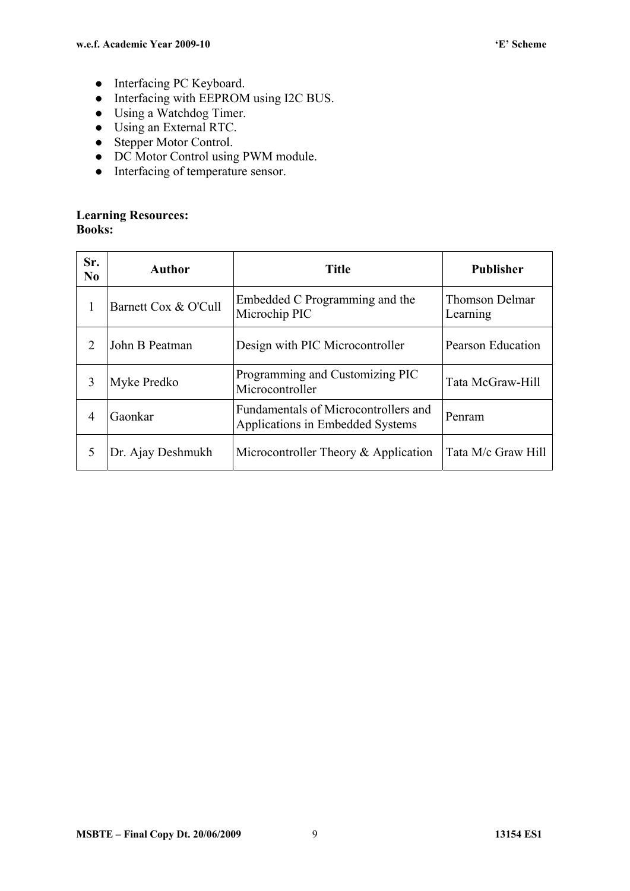- Interfacing PC Keyboard.
- Interfacing with EEPROM using I2C BUS.
- Using a Watchdog Timer.
- Using an External RTC.
- Stepper Motor Control.
- DC Motor Control using PWM module.
- Interfacing of temperature sensor.

**Learning Resources:**
**Books:**

| Sr. No | Author | Title | Publisher |
|---|---|---|---|
| 1 | Barnett Cox & O'Cull | Embedded C Programming and the Microchip PIC | Thomson Delmar Learning |
| 2 | John B Peatman | Design with PIC Microcontroller | Pearson Education |
| 3 | Myke Predko | Programming and Customizing PIC Microcontroller | Tata McGraw-Hill |
| 4 | Gaonkar | Fundamentals of Microcontrollers and Applications in Embedded Systems | Penram |
| 5 | Dr. Ajay Deshmukh | Microcontroller Theory & Application | Tata M/c Graw Hill |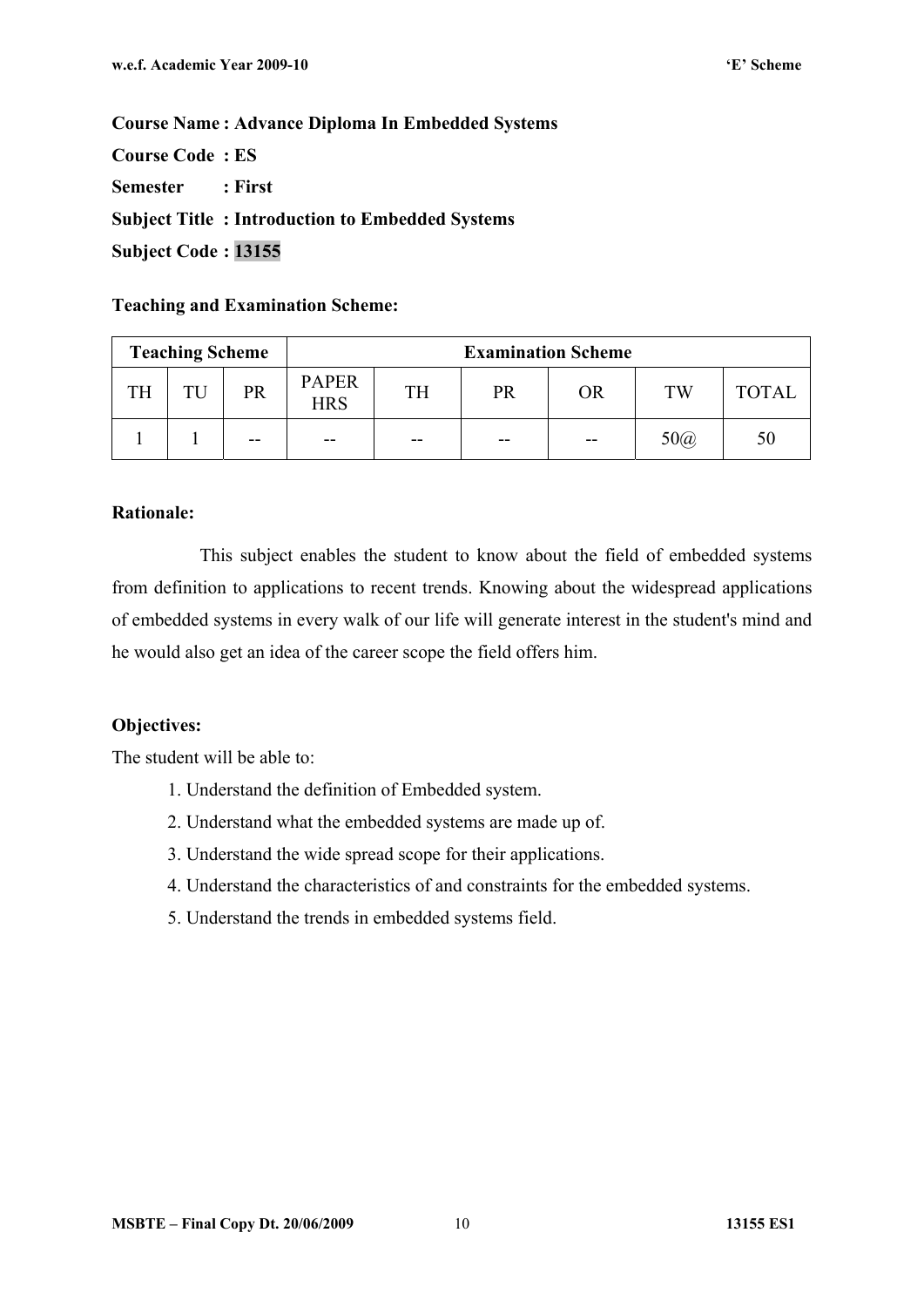**Course Name : Advance Diploma In Embedded Systems**

**Course Code : ES**

**Semester : First**

**Subject Title : Introduction to Embedded Systems**

**Subject Code : 13155**

**Teaching and Examination Scheme:**

| Teaching Scheme | | | Examination Scheme | | | | | |
|---|---|---|---|---|---|---|---|---|
| TH | TU | PR | PAPER HRS | TH | PR | OR | TW | TOTAL |
| 1 | 1 | -- | -- | -- | -- | -- | 50@ | 50 |

**Rationale:**

This subject enables the student to know about the field of embedded systems from definition to applications to recent trends. Knowing about the widespread applications of embedded systems in every walk of our life will generate interest in the student's mind and he would also get an idea of the career scope the field offers him.

**Objectives:**

The student will be able to:

1. Understand the definition of Embedded system.
2. Understand what the embedded systems are made up of.
3. Understand the wide spread scope for their applications.
4. Understand the characteristics of and constraints for the embedded systems.
5. Understand the trends in embedded systems field.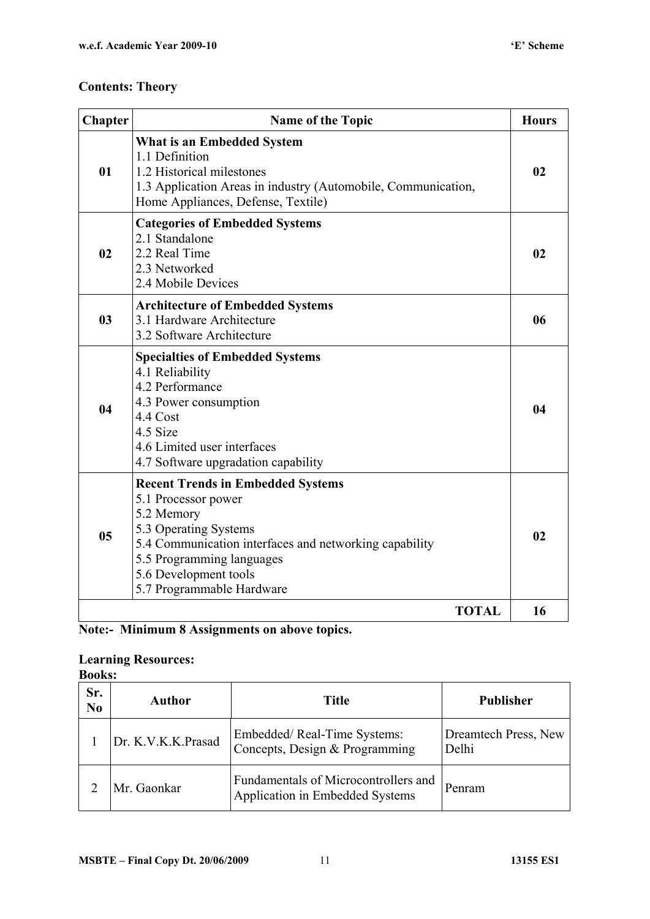**Contents: Theory**

| Chapter | Name of the Topic | Hours |
|---|---|---|
| 01 | **What is an Embedded System**<br>1.1 Definition<br>1.2 Historical milestones<br>1.3 Application Areas in industry (Automobile, Communication, Home Appliances, Defense, Textile) | 02 |
| 02 | **Categories of Embedded Systems**<br>2.1 Standalone<br>2.2 Real Time<br>2.3 Networked<br>2.4 Mobile Devices | 02 |
| 03 | **Architecture of Embedded Systems**<br>3.1 Hardware Architecture<br>3.2 Software Architecture | 06 |
| 04 | **Specialties of Embedded Systems**<br>4.1 Reliability<br>4.2 Performance<br>4.3 Power consumption<br>4.4 Cost<br>4.5 Size<br>4.6 Limited user interfaces<br>4.7 Software upgradation capability | 04 |
| 05 | **Recent Trends in Embedded Systems**<br>5.1 Processor power<br>5.2 Memory<br>5.3 Operating Systems<br>5.4 Communication interfaces and networking capability<br>5.5 Programming languages<br>5.6 Development tools<br>5.7 Programmable Hardware | 02 |
| | **TOTAL** | **16** |

**Note:- Minimum 8 Assignments on above topics.**

**Learning Resources:**

**Books:**

| Sr. No | Author | Title | Publisher |
|---|---|---|---|
| 1 | Dr. K.V.K.K.Prasad | Embedded/ Real-Time Systems: Concepts, Design & Programming | Dreamtech Press, New Delhi |
| 2 | Mr. Gaonkar | Fundamentals of Microcontrollers and Application in Embedded Systems | Penram |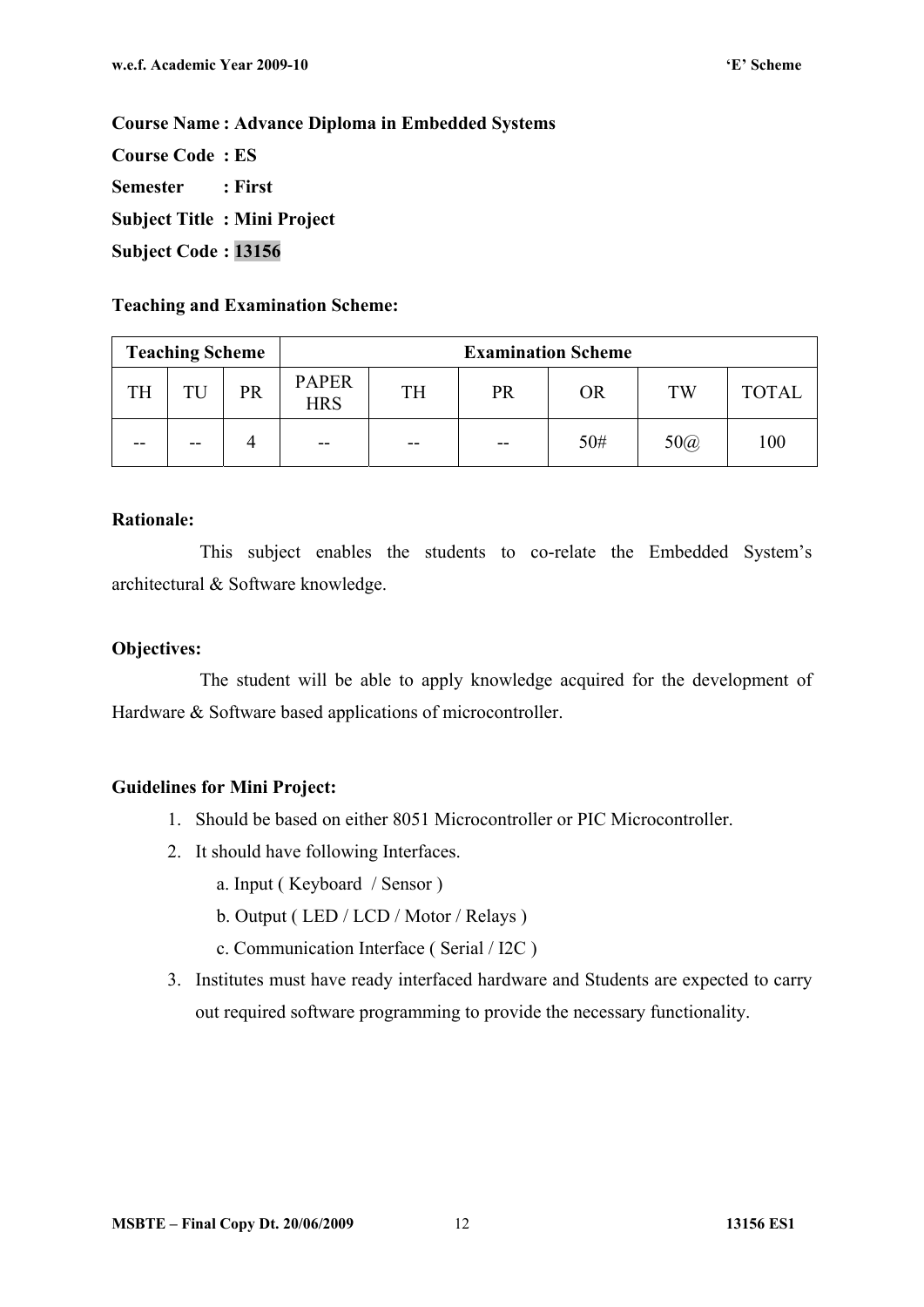**Course Name : Advance Diploma in Embedded Systems**

**Course Code : ES**

**Semester : First**

**Subject Title : Mini Project**

**Subject Code : 13156**

**Teaching and Examination Scheme:**

| Teaching Scheme | | | Examination Scheme | | | | | |
|---|---|---|---|---|---|---|---|---|
| TH | TU | PR | PAPER HRS | TH | PR | OR | TW | TOTAL |
| -- | -- | 4 | -- | -- | -- | 50# | 50@ | 100 |

**Rationale:**

This subject enables the students to co-relate the Embedded System's architectural & Software knowledge.

**Objectives:**

The student will be able to apply knowledge acquired for the development of Hardware & Software based applications of microcontroller.

**Guidelines for Mini Project:**

1. Should be based on either 8051 Microcontroller or PIC Microcontroller.
2. It should have following Interfaces.
   a. Input ( Keyboard / Sensor )
   b. Output ( LED / LCD / Motor / Relays )
   c. Communication Interface ( Serial / I2C )
3. Institutes must have ready interfaced hardware and Students are expected to carry out required software programming to provide the necessary functionality.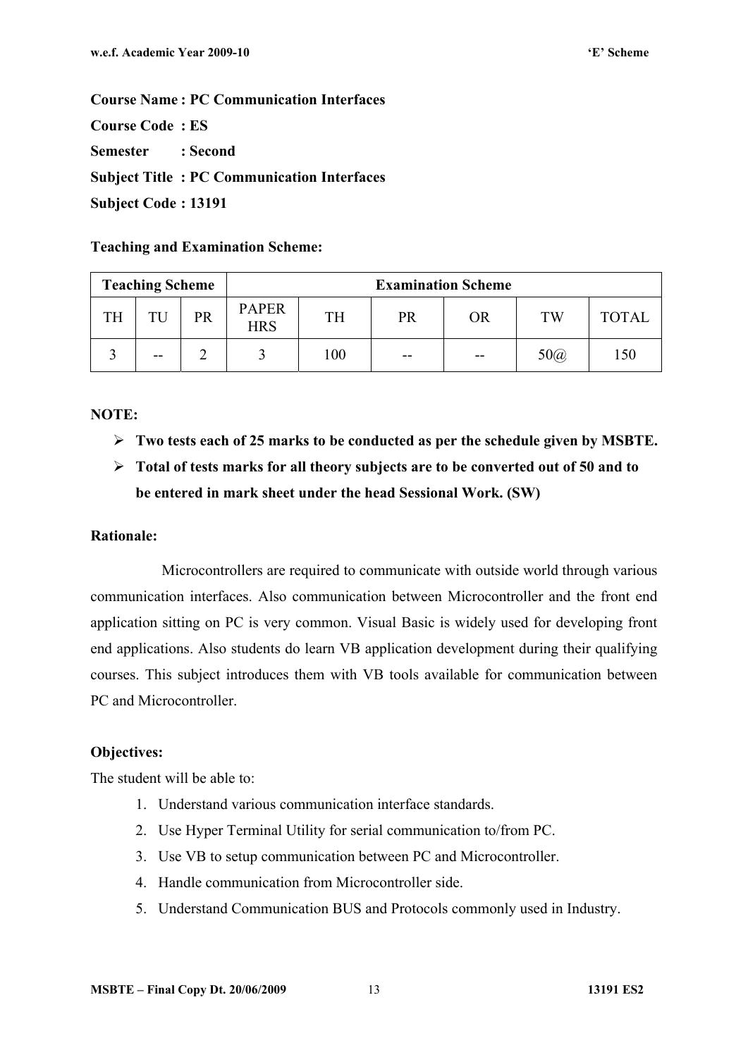**Course Name : PC Communication Interfaces**

**Course Code : ES**

**Semester : Second**

**Subject Title : PC Communication Interfaces**

**Subject Code : 13191**

**Teaching and Examination Scheme:**

| Teaching Scheme | | | Examination Scheme | | | | | |
|---|---|---|---|---|---|---|---|---|
| TH | TU | PR | PAPER HRS | TH | PR | OR | TW | TOTAL |
| 3 | -- | 2 | 3 | 100 | -- | -- | 50@ | 150 |

**NOTE:**

- **Two tests each of 25 marks to be conducted as per the schedule given by MSBTE.**
- **Total of tests marks for all theory subjects are to be converted out of 50 and to be entered in mark sheet under the head Sessional Work. (SW)**

**Rationale:**

Microcontrollers are required to communicate with outside world through various communication interfaces. Also communication between Microcontroller and the front end application sitting on PC is very common. Visual Basic is widely used for developing front end applications. Also students do learn VB application development during their qualifying courses. This subject introduces them with VB tools available for communication between PC and Microcontroller.

**Objectives:**

The student will be able to:

1. Understand various communication interface standards.
2. Use Hyper Terminal Utility for serial communication to/from PC.
3. Use VB to setup communication between PC and Microcontroller.
4. Handle communication from Microcontroller side.
5. Understand Communication BUS and Protocols commonly used in Industry.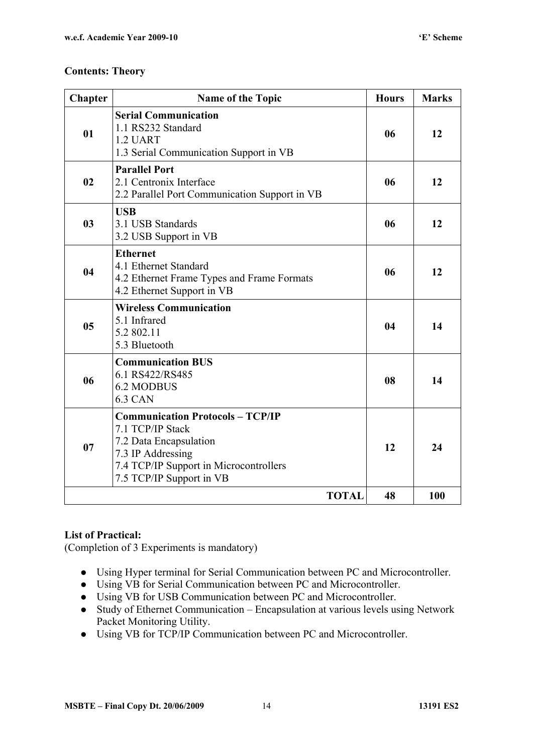**Contents: Theory**

| Chapter | Name of the Topic | Hours | Marks |
|---|---|---|---|
| 01 | **Serial Communication**<br>1.1 RS232 Standard<br>1.2 UART<br>1.3 Serial Communication Support in VB | 06 | 12 |
| 02 | **Parallel Port**<br>2.1 Centronix Interface<br>2.2 Parallel Port Communication Support in VB | 06 | 12 |
| 03 | **USB**<br>3.1 USB Standards<br>3.2 USB Support in VB | 06 | 12 |
| 04 | **Ethernet**<br>4.1 Ethernet Standard<br>4.2 Ethernet Frame Types and Frame Formats<br>4.2 Ethernet Support in VB | 06 | 12 |
| 05 | **Wireless Communication**<br>5.1 Infrared<br>5.2 802.11<br>5.3 Bluetooth | 04 | 14 |
| 06 | **Communication BUS**<br>6.1 RS422/RS485<br>6.2 MODBUS<br>6.3 CAN | 08 | 14 |
| 07 | **Communication Protocols – TCP/IP**<br>7.1 TCP/IP Stack<br>7.2 Data Encapsulation<br>7.3 IP Addressing<br>7.4 TCP/IP Support in Microcontrollers<br>7.5 TCP/IP Support in VB | 12 | 24 |
| | **TOTAL** | 48 | 100 |

**List of Practical:**

(Completion of 3 Experiments is mandatory)

- Using Hyper terminal for Serial Communication between PC and Microcontroller.
- Using VB for Serial Communication between PC and Microcontroller.
- Using VB for USB Communication between PC and Microcontroller.
- Study of Ethernet Communication – Encapsulation at various levels using Network Packet Monitoring Utility.
- Using VB for TCP/IP Communication between PC and Microcontroller.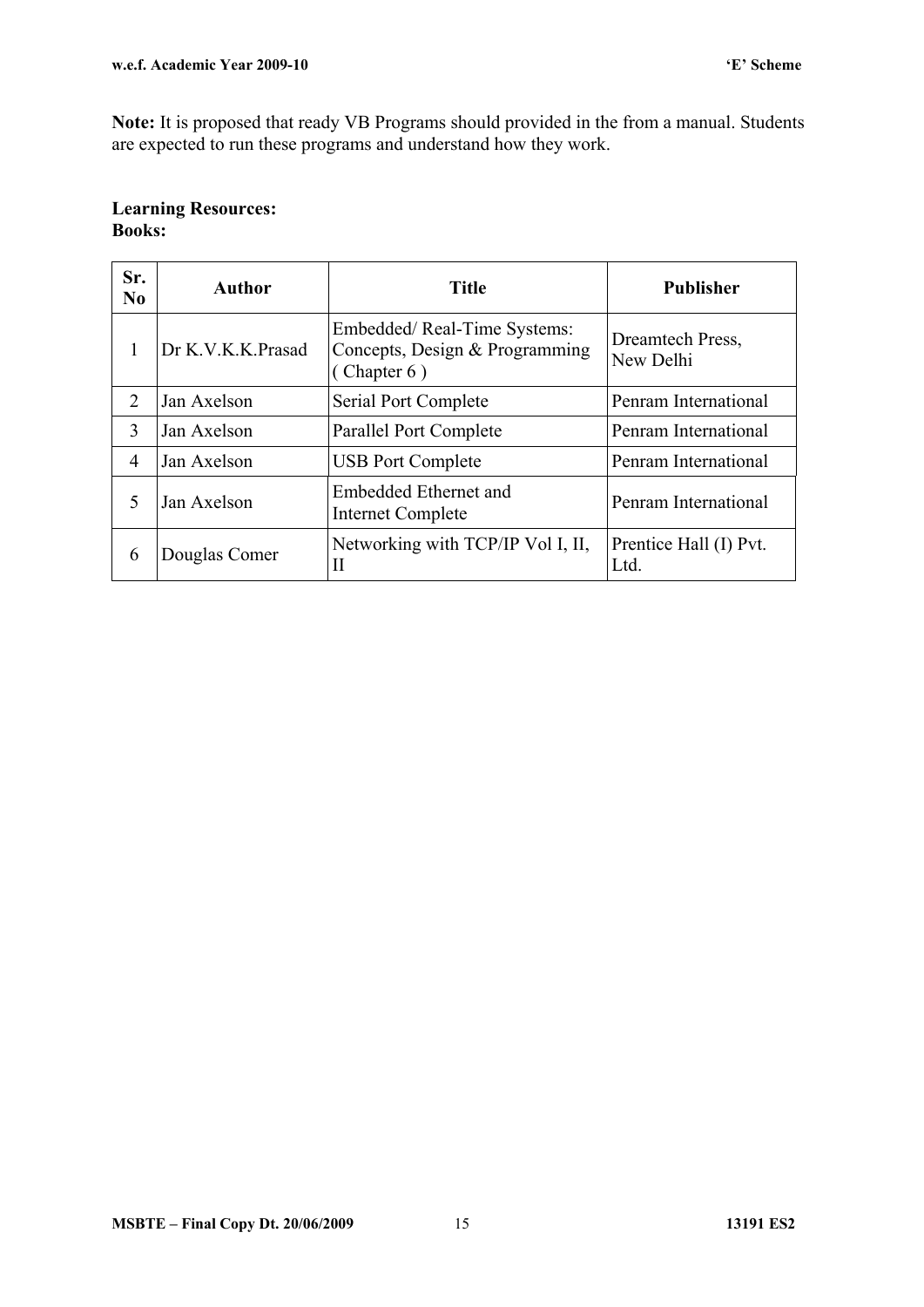**Note:** It is proposed that ready VB Programs should provided in the from a manual. Students are expected to run these programs and understand how they work.

**Learning Resources:**
**Books:**

| Sr. No | Author | Title | Publisher |
|---|---|---|---|
| 1 | Dr K.V.K.K.Prasad | Embedded/ Real-Time Systems: Concepts, Design & Programming ( Chapter 6 ) | Dreamtech Press, New Delhi |
| 2 | Jan Axelson | Serial Port Complete | Penram International |
| 3 | Jan Axelson | Parallel Port Complete | Penram International |
| 4 | Jan Axelson | USB Port Complete | Penram International |
| 5 | Jan Axelson | Embedded Ethernet and Internet Complete | Penram International |
| 6 | Douglas Comer | Networking with TCP/IP Vol I, II, II | Prentice Hall (I) Pvt. Ltd. |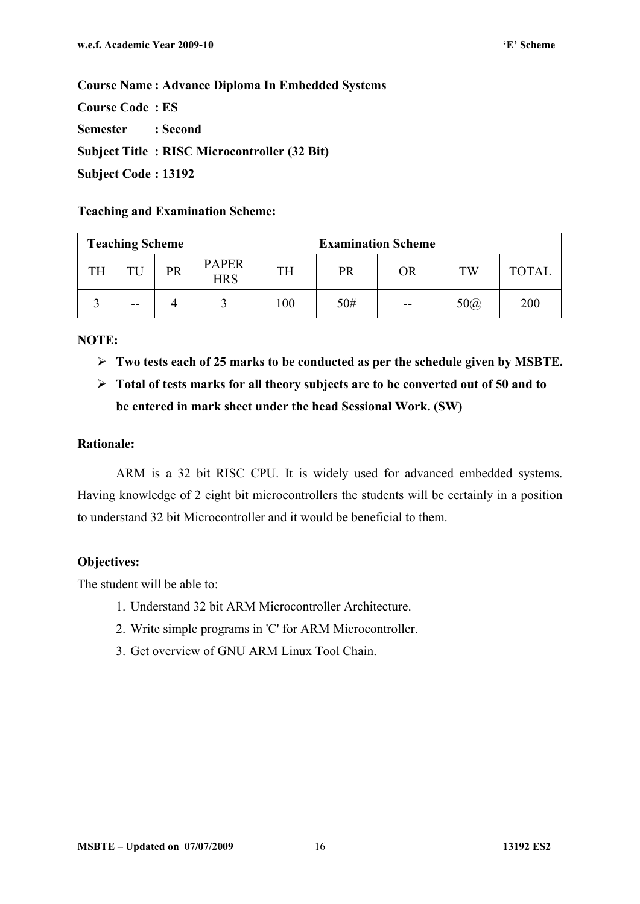**Course Name : Advance Diploma In Embedded Systems**

**Course Code : ES**

**Semester : Second**

**Subject Title : RISC Microcontroller (32 Bit)**

**Subject Code : 13192**

**Teaching and Examination Scheme:**

| Teaching Scheme | | | Examination Scheme | | | | | |
|---|---|---|---|---|---|---|---|---|
| TH | TU | PR | PAPER HRS | TH | PR | OR | TW | TOTAL |
| 3 | -- | 4 | 3 | 100 | 50# | -- | 50@ | 200 |

**NOTE:**

- **Two tests each of 25 marks to be conducted as per the schedule given by MSBTE.**
- **Total of tests marks for all theory subjects are to be converted out of 50 and to be entered in mark sheet under the head Sessional Work. (SW)**

**Rationale:**

ARM is a 32 bit RISC CPU. It is widely used for advanced embedded systems. Having knowledge of 2 eight bit microcontrollers the students will be certainly in a position to understand 32 bit Microcontroller and it would be beneficial to them.

**Objectives:**

The student will be able to:

1. Understand 32 bit ARM Microcontroller Architecture.
2. Write simple programs in 'C' for ARM Microcontroller.
3. Get overview of GNU ARM Linux Tool Chain.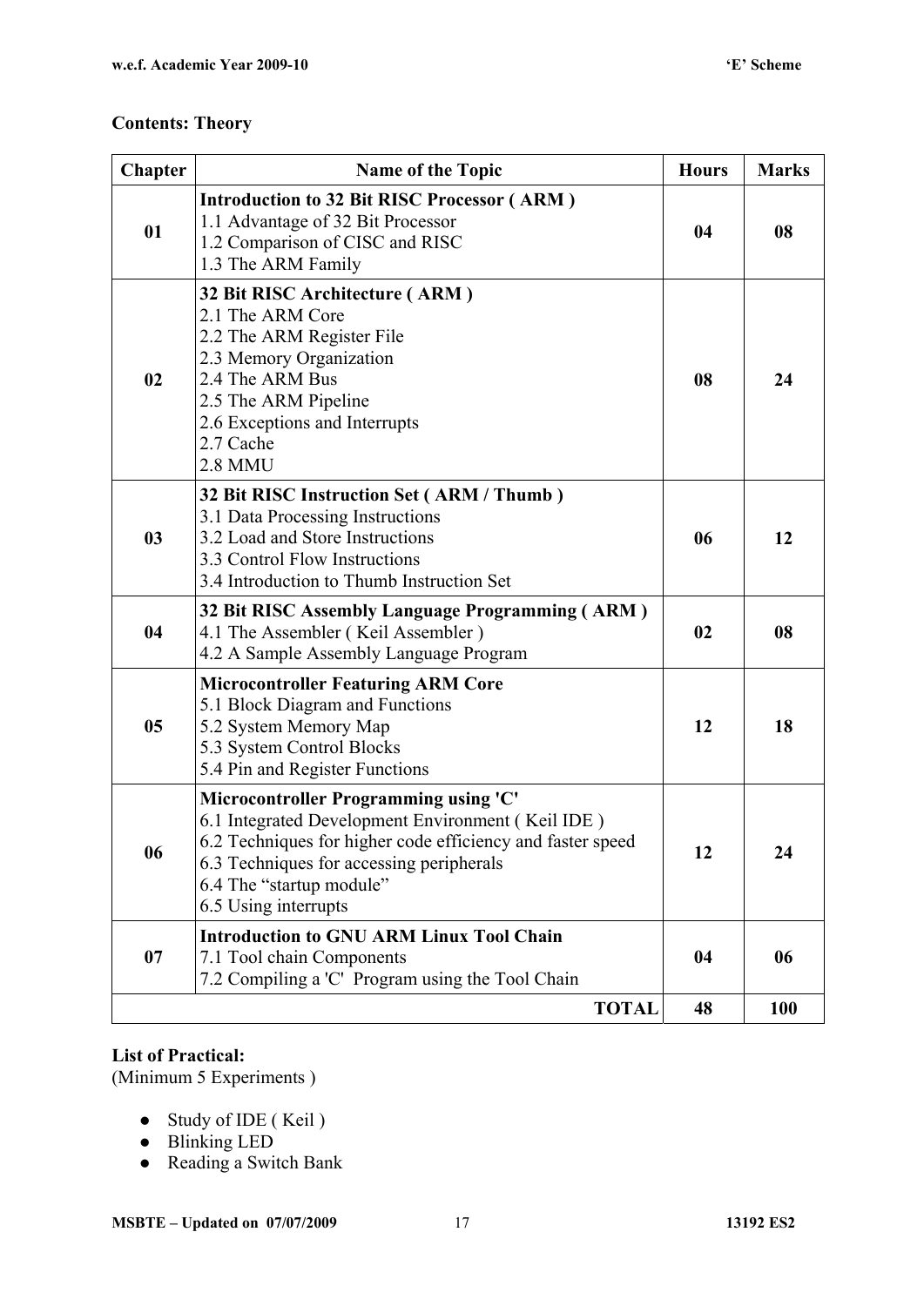**Contents: Theory**

| Chapter | Name of the Topic | Hours | Marks |
|---|---|---|---|
| 01 | **Introduction to 32 Bit RISC Processor ( ARM )**<br>1.1 Advantage of 32 Bit Processor<br>1.2 Comparison of CISC and RISC<br>1.3 The ARM Family | 04 | 08 |
| 02 | **32 Bit RISC Architecture ( ARM )**<br>2.1 The ARM Core<br>2.2 The ARM Register File<br>2.3 Memory Organization<br>2.4 The ARM Bus<br>2.5 The ARM Pipeline<br>2.6 Exceptions and Interrupts<br>2.7 Cache<br>2.8 MMU | 08 | 24 |
| 03 | **32 Bit RISC Instruction Set ( ARM / Thumb )**<br>3.1 Data Processing Instructions<br>3.2 Load and Store Instructions<br>3.3 Control Flow Instructions<br>3.4 Introduction to Thumb Instruction Set | 06 | 12 |
| 04 | **32 Bit RISC Assembly Language Programming ( ARM )**<br>4.1 The Assembler ( Keil Assembler )<br>4.2 A Sample Assembly Language Program | 02 | 08 |
| 05 | **Microcontroller Featuring ARM Core**<br>5.1 Block Diagram and Functions<br>5.2 System Memory Map<br>5.3 System Control Blocks<br>5.4 Pin and Register Functions | 12 | 18 |
| 06 | **Microcontroller Programming using 'C'**<br>6.1 Integrated Development Environment ( Keil IDE )<br>6.2 Techniques for higher code efficiency and faster speed<br>6.3 Techniques for accessing peripherals<br>6.4 The "startup module"<br>6.5 Using interrupts | 12 | 24 |
| 07 | **Introduction to GNU ARM Linux Tool Chain**<br>7.1 Tool chain Components<br>7.2 Compiling a 'C' Program using the Tool Chain | 04 | 06 |
| | **TOTAL** | 48 | 100 |

**List of Practical:**

(Minimum 5 Experiments )

- Study of IDE ( Keil )
- Blinking LED
- Reading a Switch Bank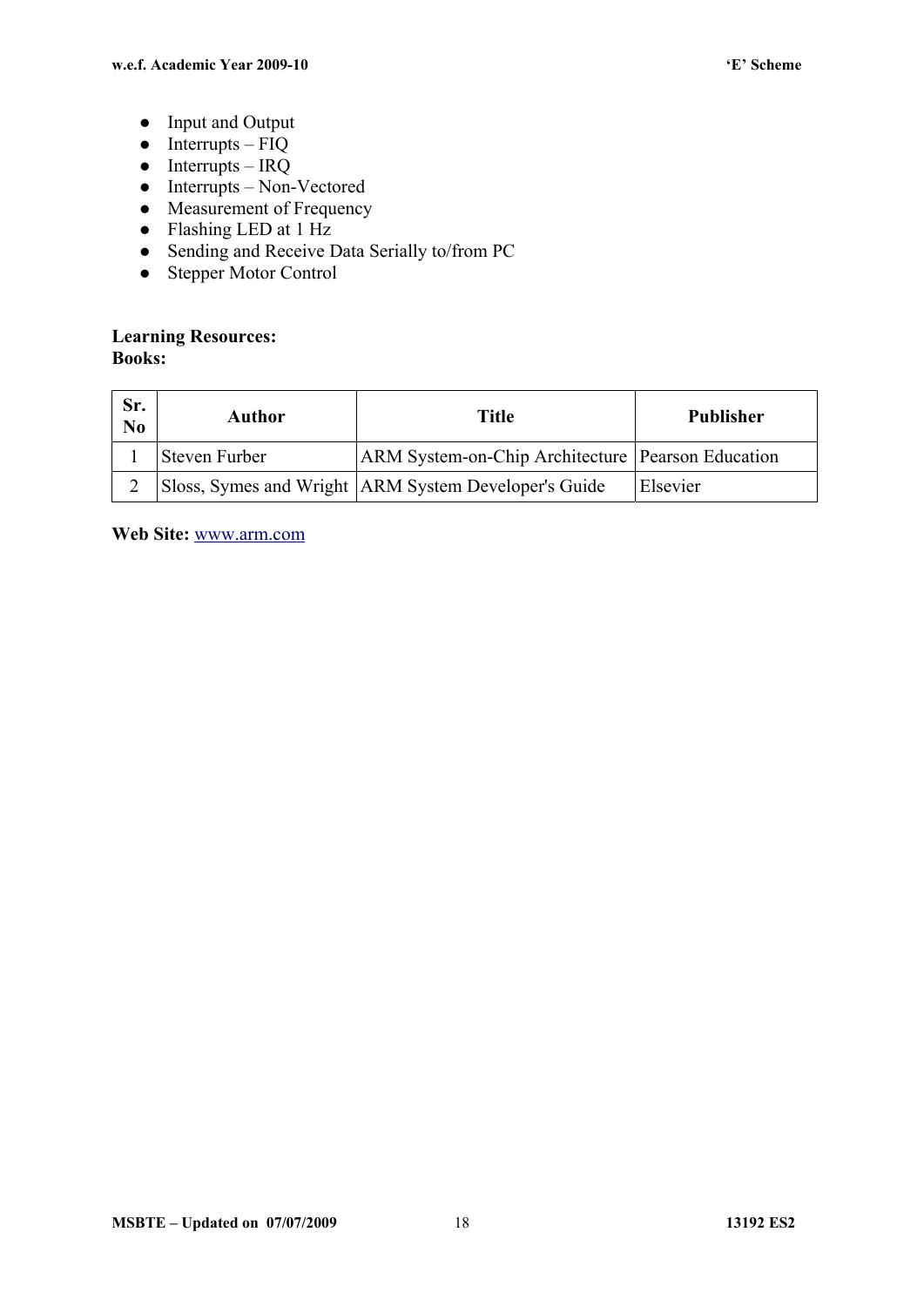- Input and Output
- Interrupts – FIQ
- Interrupts – IRQ
- Interrupts – Non-Vectored
- Measurement of Frequency
- Flashing LED at 1 Hz
- Sending and Receive Data Serially to/from PC
- Stepper Motor Control

**Learning Resources:**
**Books:**

| Sr. No | Author | Title | Publisher |
|---|---|---|---|
| 1 | Steven Furber | ARM System-on-Chip Architecture | Pearson Education |
| 2 | Sloss, Symes and Wright | ARM System Developer's Guide | Elsevier |

**Web Site:** www.arm.com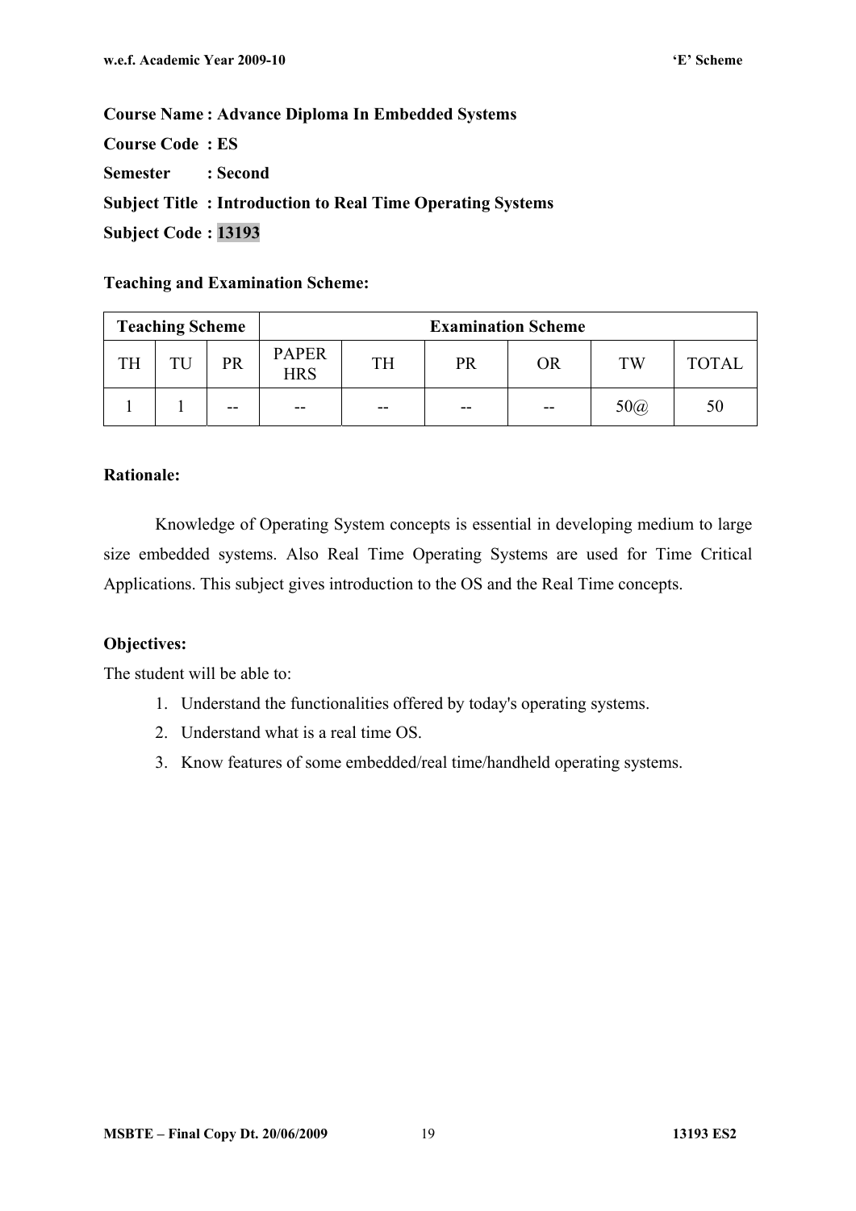**Course Name : Advance Diploma In Embedded Systems**

**Course Code : ES**

**Semester : Second**

**Subject Title : Introduction to Real Time Operating Systems**

**Subject Code : 13193**

**Teaching and Examination Scheme:**

| Teaching Scheme | | | Examination Scheme | | | | | |
|---|---|---|---|---|---|---|---|---|
| TH | TU | PR | PAPER HRS | TH | PR | OR | TW | TOTAL |
| 1 | 1 | -- | -- | -- | -- | -- | 50@ | 50 |

**Rationale:**

Knowledge of Operating System concepts is essential in developing medium to large size embedded systems. Also Real Time Operating Systems are used for Time Critical Applications. This subject gives introduction to the OS and the Real Time concepts.

**Objectives:**

The student will be able to:

1. Understand the functionalities offered by today's operating systems.
2. Understand what is a real time OS.
3. Know features of some embedded/real time/handheld operating systems.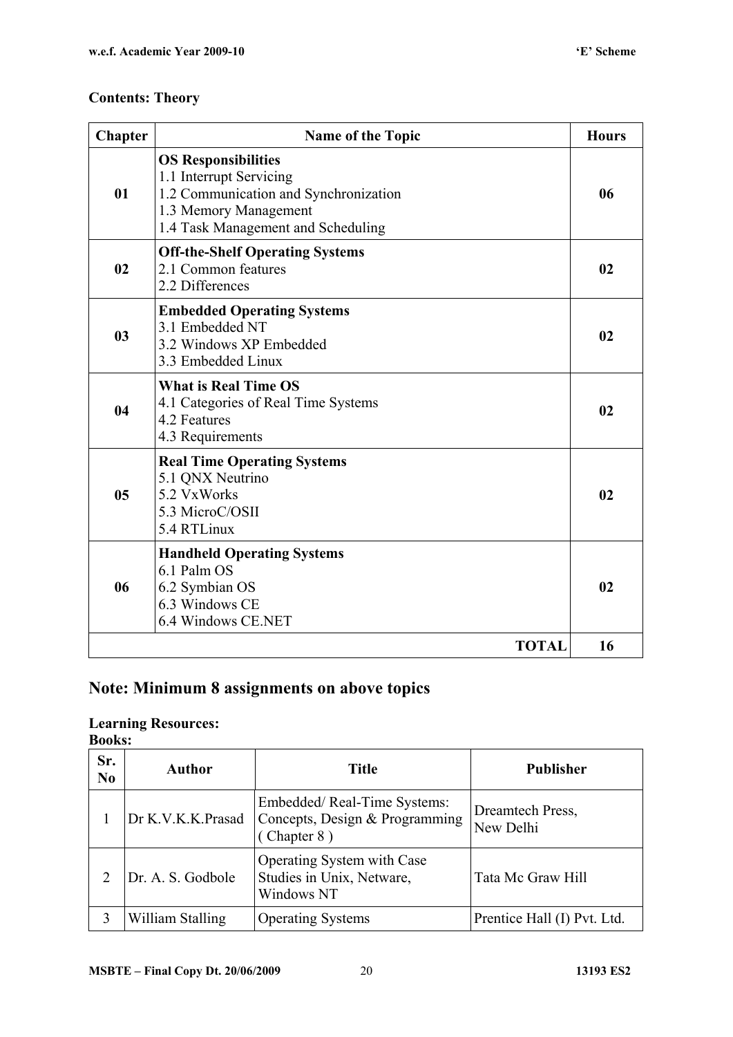**Contents: Theory**

| Chapter | Name of the Topic | Hours |
|---|---|---|
| 01 | **OS Responsibilities**<br>1.1 Interrupt Servicing<br>1.2 Communication and Synchronization<br>1.3 Memory Management<br>1.4 Task Management and Scheduling | 06 |
| 02 | **Off-the-Shelf Operating Systems**<br>2.1 Common features<br>2.2 Differences | 02 |
| 03 | **Embedded Operating Systems**<br>3.1 Embedded NT<br>3.2 Windows XP Embedded<br>3.3 Embedded Linux | 02 |
| 04 | **What is Real Time OS**<br>4.1 Categories of Real Time Systems<br>4.2 Features<br>4.3 Requirements | 02 |
| 05 | **Real Time Operating Systems**<br>5.1 QNX Neutrino<br>5.2 VxWorks<br>5.3 MicroC/OSII<br>5.4 RTLinux | 02 |
| 06 | **Handheld Operating Systems**<br>6.1 Palm OS<br>6.2 Symbian OS<br>6.3 Windows CE<br>6.4 Windows CE.NET | 02 |
| | **TOTAL** | **16** |

## Note: Minimum 8 assignments on above topics

**Learning Resources:**

**Books:**

| Sr. No | Author | Title | Publisher |
|---|---|---|---|
| 1 | Dr K.V.K.K.Prasad | Embedded/ Real-Time Systems: Concepts, Design & Programming ( Chapter 8 ) | Dreamtech Press, New Delhi |
| 2 | Dr. A. S. Godbole | Operating System with Case Studies in Unix, Netware, Windows NT | Tata Mc Graw Hill |
| 3 | William Stalling | Operating Systems | Prentice Hall (I) Pvt. Ltd. |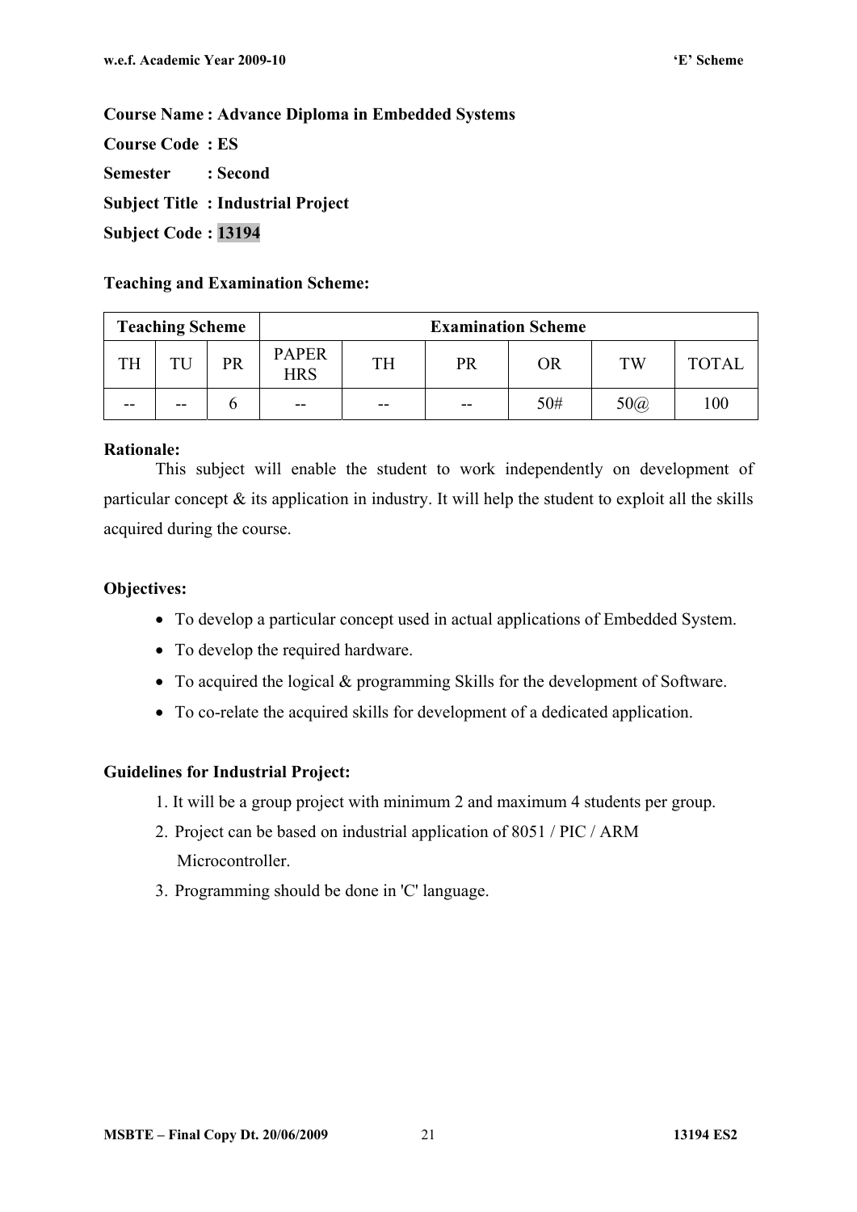**Course Name : Advance Diploma in Embedded Systems**

**Course Code : ES**

**Semester : Second**

**Subject Title : Industrial Project**

**Subject Code : 13194**

**Teaching and Examination Scheme:**

| Teaching Scheme | | | Examination Scheme | | | | | |
|---|---|---|---|---|---|---|---|---|
| TH | TU | PR | PAPER HRS | TH | PR | OR | TW | TOTAL |
| -- | -- | 6 | -- | -- | -- | 50# | 50@ | 100 |

**Rationale:**

This subject will enable the student to work independently on development of particular concept & its application in industry. It will help the student to exploit all the skills acquired during the course.

**Objectives:**

- To develop a particular concept used in actual applications of Embedded System.
- To develop the required hardware.
- To acquired the logical & programming Skills for the development of Software.
- To co-relate the acquired skills for development of a dedicated application.

**Guidelines for Industrial Project:**

1. It will be a group project with minimum 2 and maximum 4 students per group.
2. Project can be based on industrial application of 8051 / PIC / ARM Microcontroller.
3. Programming should be done in 'C' language.